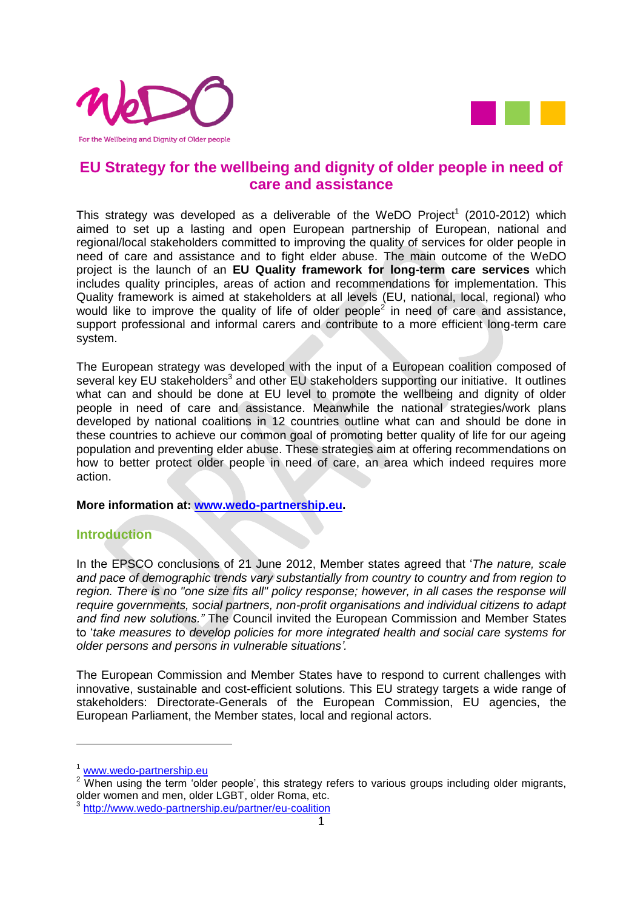For the Wellbeing and Dignity of Older people

# EU Strategy for the wellbeing and dignity of older people in need of care and assistance

This strategy was developed as a deliverable of the WeDO Project[1] (2010-2012) which aimed to set up a lasting and open European partnership of European, national and regional/local stakeholders committed to improving the quality of services for older people in need of care and assistance and to fight elder abuse. The main outcome of the WeDO project is the launch of an **EU Quality framework for long-term care services** which includes quality principles, areas of action and recommendations for implementation. This Quality framework is aimed at stakeholders at all levels (EU, national, local, regional) who would like to improve the quality of life of older people[2] in need of care and assistance, support professional and informal carers and contribute to a more efficient long-term care system.

The European strategy was developed with the input of a European coalition composed of several key EU stakeholders[3] and other EU stakeholders supporting our initiative. It outlines what can and should be done at EU level to promote the wellbeing and dignity of older people in need of care and assistance. Meanwhile the national strategies/work plans developed by national coalitions in 12 countries outline what can and should be done in these countries to achieve our common goal of promoting better quality of life for our ageing population and preventing elder abuse. These strategies aim at offering recommendations on how to better protect older people in need of care, an area which indeed requires more action.

**More information at: www.wedo-partnership.eu.**

## Introduction

In the EPSCO conclusions of 21 June 2012, Member states agreed that '*The nature, scale and pace of demographic trends vary substantially from country to country and from region to region. There is no "one size fits all" policy response; however, in all cases the response will require governments, social partners, non-profit organisations and individual citizens to adapt and find new solutions."* The Council invited the European Commission and Member States to '*take measures to develop policies for more integrated health and social care systems for older persons and persons in vulnerable situations'.*

The European Commission and Member States have to respond to current challenges with innovative, sustainable and cost-efficient solutions. This EU strategy targets a wide range of stakeholders: Directorate-Generals of the European Commission, EU agencies, the European Parliament, the Member states, local and regional actors.

---

[1] www.wedo-partnership.eu

[2] When using the term 'older people', this strategy refers to various groups including older migrants, older women and men, older LGBT, older Roma, etc.

[3] http://www.wedo-partnership.eu/partner/eu-coalition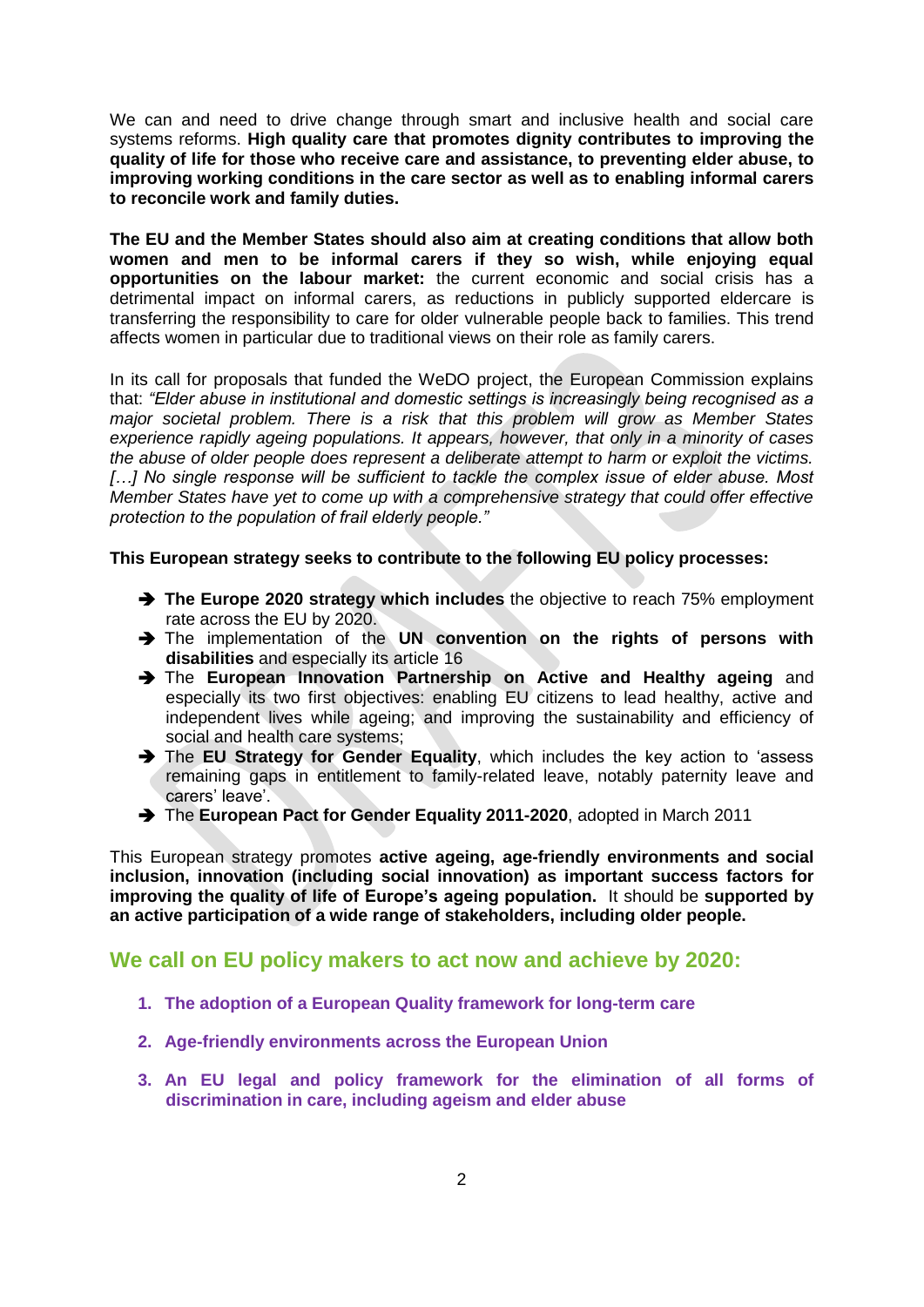We can and need to drive change through smart and inclusive health and social care systems reforms. **High quality care that promotes dignity contributes to improving the quality of life for those who receive care and assistance, to preventing elder abuse, to improving working conditions in the care sector as well as to enabling informal carers to reconcile work and family duties.**

**The EU and the Member States should also aim at creating conditions that allow both women and men to be informal carers if they so wish, while enjoying equal opportunities on the labour market:** the current economic and social crisis has a detrimental impact on informal carers, as reductions in publicly supported eldercare is transferring the responsibility to care for older vulnerable people back to families. This trend affects women in particular due to traditional views on their role as family carers.

In its call for proposals that funded the WeDO project, the European Commission explains that: *"Elder abuse in institutional and domestic settings is increasingly being recognised as a major societal problem. There is a risk that this problem will grow as Member States experience rapidly ageing populations. It appears, however, that only in a minority of cases the abuse of older people does represent a deliberate attempt to harm or exploit the victims. […] No single response will be sufficient to tackle the complex issue of elder abuse. Most Member States have yet to come up with a comprehensive strategy that could offer effective protection to the population of frail elderly people."*

**This European strategy seeks to contribute to the following EU policy processes:**

- ➔ **The Europe 2020 strategy which includes** the objective to reach 75% employment rate across the EU by 2020.
- ➔ The implementation of the **UN convention on the rights of persons with disabilities** and especially its article 16
- ➔ The **European Innovation Partnership on Active and Healthy ageing** and especially its two first objectives: enabling EU citizens to lead healthy, active and independent lives while ageing; and improving the sustainability and efficiency of social and health care systems;
- ➔ The **EU Strategy for Gender Equality**, which includes the key action to 'assess remaining gaps in entitlement to family-related leave, notably paternity leave and carers' leave'.
- ➔ The **European Pact for Gender Equality 2011-2020**, adopted in March 2011

This European strategy promotes **active ageing, age-friendly environments and social inclusion, innovation (including social innovation) as important success factors for improving the quality of life of Europe's ageing population.** It should be **supported by an active participation of a wide range of stakeholders, including older people.**

## We call on EU policy makers to act now and achieve by 2020:

1. **The adoption of a European Quality framework for long-term care**
2. **Age-friendly environments across the European Union**
3. **An EU legal and policy framework for the elimination of all forms of discrimination in care, including ageism and elder abuse**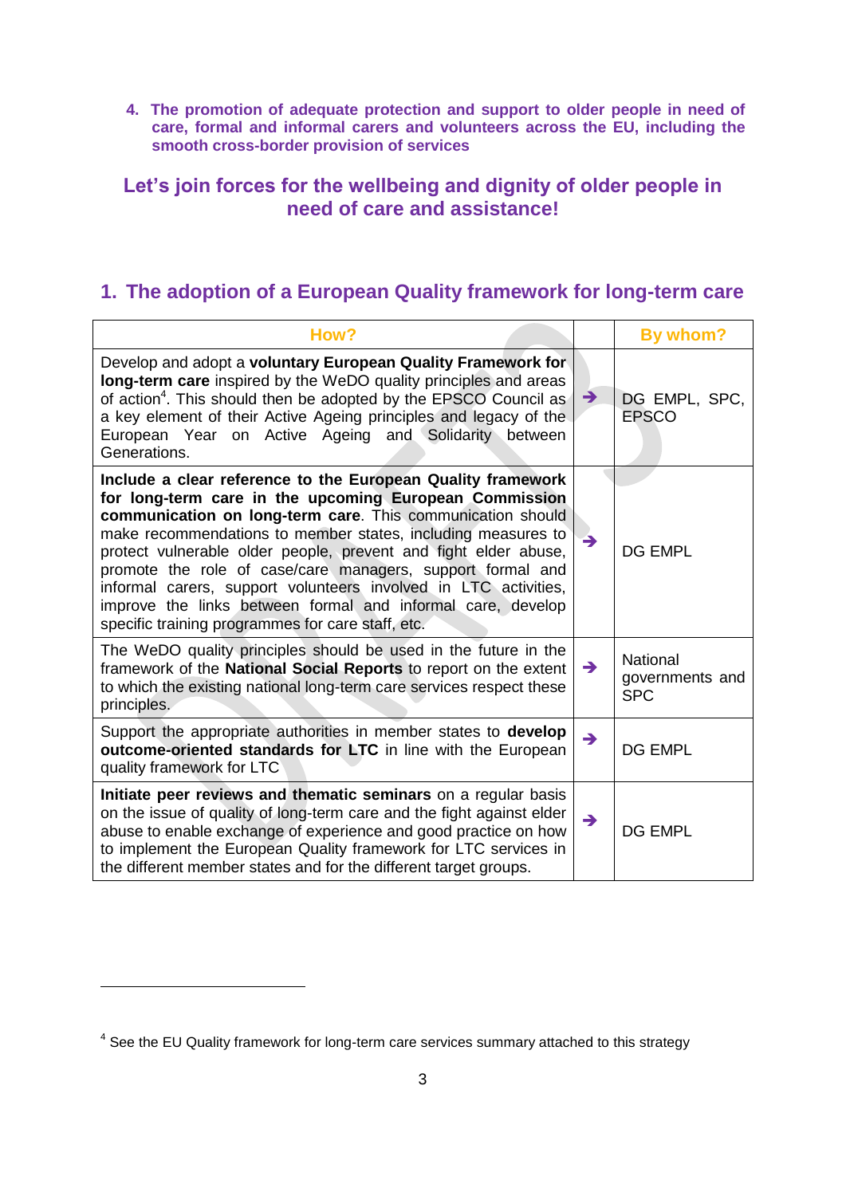4. **The promotion of adequate protection and support to older people in need of care, formal and informal carers and volunteers across the EU, including the smooth cross-border provision of services**

## Let's join forces for the wellbeing and dignity of older people in need of care and assistance!

## 1. The adoption of a European Quality framework for long-term care

| How? | | By whom? |
|---|---|---|
| Develop and adopt a **voluntary European Quality Framework for long-term care** inspired by the WeDO quality principles and areas of action[4]. This should then be adopted by the EPSCO Council as a key element of their Active Ageing principles and legacy of the European Year on Active Ageing and Solidarity between Generations. | ➔ | DG EMPL, SPC, EPSCO |
| **Include a clear reference to the European Quality framework for long-term care in the upcoming European Commission communication on long-term care**. This communication should make recommendations to member states, including measures to protect vulnerable older people, prevent and fight elder abuse, promote the role of case/care managers, support formal and informal carers, support volunteers involved in LTC activities, improve the links between formal and informal care, develop specific training programmes for care staff, etc. | ➔ | DG EMPL |
| The WeDO quality principles should be used in the future in the framework of the **National Social Reports** to report on the extent to which the existing national long-term care services respect these principles. | ➔ | National governments and SPC |
| Support the appropriate authorities in member states to **develop outcome-oriented standards for LTC** in line with the European quality framework for LTC | ➔ | DG EMPL |
| **Initiate peer reviews and thematic seminars** on a regular basis on the issue of quality of long-term care and the fight against elder abuse to enable exchange of experience and good practice on how to implement the European Quality framework for LTC services in the different member states and for the different target groups. | ➔ | DG EMPL |

[4] See the EU Quality framework for long-term care services summary attached to this strategy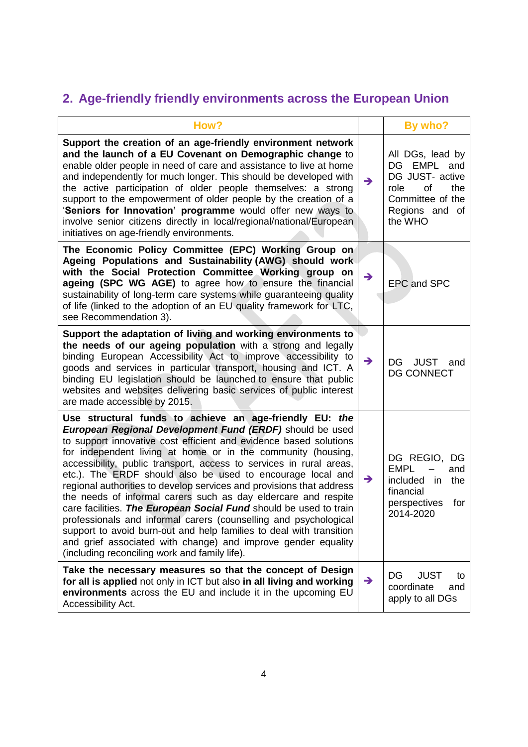## 2. Age-friendly friendly environments across the European Union

| How? | | By who? |
|---|---|---|
| **Support the creation of an age-friendly environment network and the launch of a EU Covenant on Demographic change** to enable older people in need of care and assistance to live at home and independently for much longer. This should be developed with the active participation of older people themselves: a strong support to the empowerment of older people by the creation of a '**Seniors for Innovation' programme** would offer new ways to involve senior citizens directly in local/regional/national/European initiatives on age-friendly environments. | ➔ | All DGs, lead by DG EMPL and DG JUST- active role of the Committee of the Regions and of the WHO |
| **The Economic Policy Committee (EPC) Working Group on Ageing Populations and Sustainability (AWG) should work with the Social Protection Committee Working group on ageing (SPC WG AGE)** to agree how to ensure the financial sustainability of long-term care systems while guaranteeing quality of life (linked to the adoption of an EU quality framework for LTC, see Recommendation 3). | ➔ | EPC and SPC |
| **Support the adaptation of living and working environments to the needs of our ageing population** with a strong and legally binding European Accessibility Act to improve accessibility to goods and services in particular transport, housing and ICT. A binding EU legislation should be launched to ensure that public websites and websites delivering basic services of public interest are made accessible by 2015. | ➔ | DG JUST and DG CONNECT |
| **Use structural funds to achieve an age-friendly EU:** ***the European Regional Development Fund (ERDF)*** should be used to support innovative cost efficient and evidence based solutions for independent living at home or in the community (housing, accessibility, public transport, access to services in rural areas, etc.). The ERDF should also be used to encourage local and regional authorities to develop services and provisions that address the needs of informal carers such as day eldercare and respite care facilities. ***The European Social Fund*** should be used to train professionals and informal carers (counselling and psychological support to avoid burn-out and help families to deal with transition and grief associated with change) and improve gender equality (including reconciling work and family life). | ➔ | DG REGIO, DG EMPL – and included in the financial perspectives for 2014-2020 |
| **Take the necessary measures so that the concept of Design for all is applied** not only in ICT but also **in all living and working environments** across the EU and include it in the upcoming EU Accessibility Act. | ➔ | DG JUST to coordinate and apply to all DGs |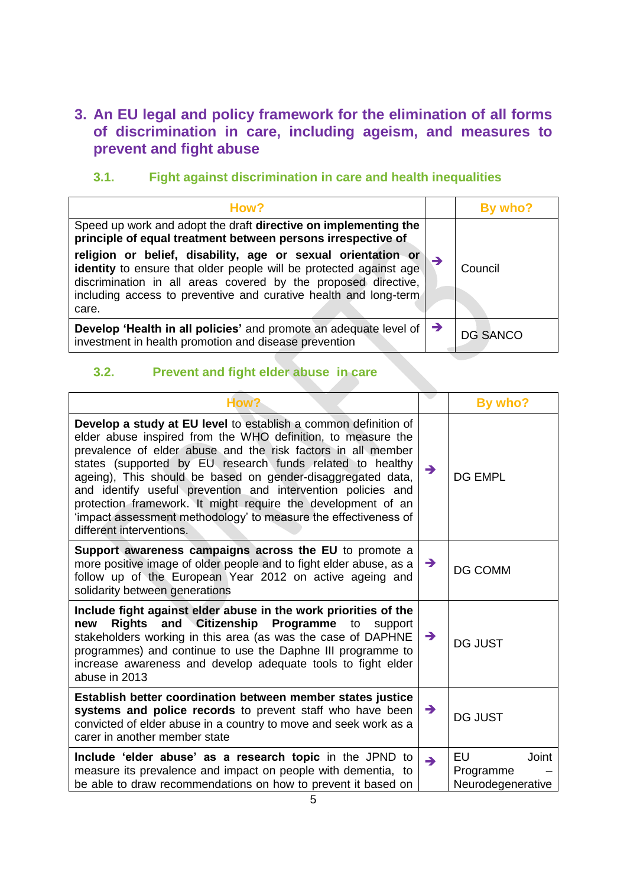## 3. An EU legal and policy framework for the elimination of all forms of discrimination in care, including ageism, and measures to prevent and fight abuse

### 3.1. Fight against discrimination in care and health inequalities

| How? | | By who? |
|---|---|---|
| Speed up work and adopt the draft **directive on implementing the principle of equal treatment between persons irrespective of religion or belief, disability, age or sexual orientation or identity** to ensure that older people will be protected against age discrimination in all areas covered by the proposed directive, including access to preventive and curative health and long-term care. | ➔ | Council |
| **Develop 'Health in all policies'** and promote an adequate level of investment in health promotion and disease prevention | ➔ | DG SANCO |

### 3.2. Prevent and fight elder abuse in care

| How? | | By who? |
|---|---|---|
| **Develop a study at EU level** to establish a common definition of elder abuse inspired from the WHO definition, to measure the prevalence of elder abuse and the risk factors in all member states (supported by EU research funds related to healthy ageing), This should be based on gender-disaggregated data, and identify useful prevention and intervention policies and protection framework. It might require the development of an 'impact assessment methodology' to measure the effectiveness of different interventions. | ➔ | DG EMPL |
| **Support awareness campaigns across the EU** to promote a more positive image of older people and to fight elder abuse, as a follow up of the European Year 2012 on active ageing and solidarity between generations | ➔ | DG COMM |
| **Include fight against elder abuse in the work priorities of the new Rights and Citizenship Programme** to support stakeholders working in this area (as was the case of DAPHNE programmes) and continue to use the Daphne III programme to increase awareness and develop adequate tools to fight elder abuse in 2013 | ➔ | DG JUST |
| **Establish better coordination between member states justice systems and police records** to prevent staff who have been convicted of elder abuse in a country to move and seek work as a carer in another member state | ➔ | DG JUST |
| **Include 'elder abuse' as a research topic** in the JPND to measure its prevalence and impact on people with dementia, to be able to draw recommendations on how to prevent it based on | ➔ | EU Joint Programme – Neurodegenerative |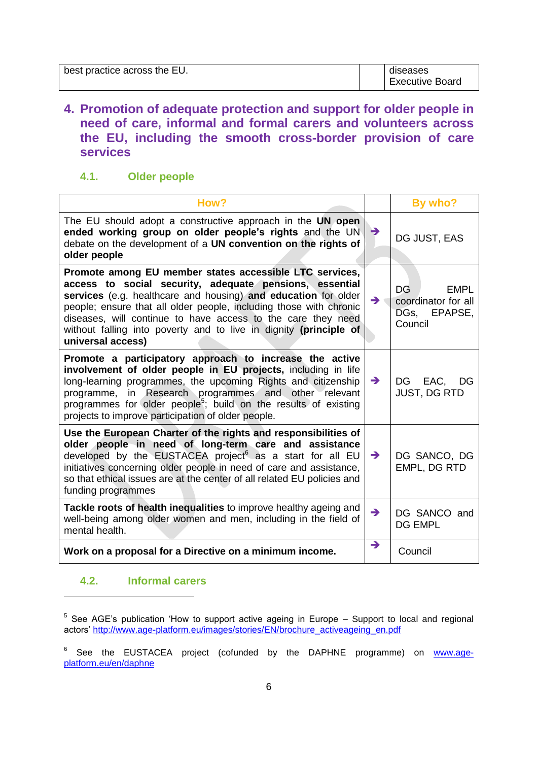| best practice across the EU. | | diseases Executive Board |
|---|---|---|

## 4. Promotion of adequate protection and support for older people in need of care, informal and formal carers and volunteers across the EU, including the smooth cross-border provision of care services

### 4.1. Older people

| How? | | By who? |
|---|---|---|
| The EU should adopt a constructive approach in the **UN open ended working group on older people's rights** and the UN debate on the development of a **UN convention on the rights of older people** | → | DG JUST, EAS |
| **Promote among EU member states accessible LTC services, access to social security, adequate pensions, essential services** (e.g. healthcare and housing) **and education** for older people; ensure that all older people, including those with chronic diseases, will continue to have access to the care they need without falling into poverty and to live in dignity **(principle of universal access)** | → | DG EMPL coordinator for all DGs, EPAPSE, Council |
| **Promote a participatory approach to increase the active involvement of older people in EU projects,** including in life long-learning programmes, the upcoming Rights and citizenship programme, in Research programmes and other relevant programmes for older people[5]; build on the results of existing projects to improve participation of older people. | → | DG EAC, DG JUST, DG RTD |
| **Use the European Charter of the rights and responsibilities of older people in need of long-term care and assistance** developed by the EUSTACEA project[6] as a start for all EU initiatives concerning older people in need of care and assistance, so that ethical issues are at the center of all related EU policies and funding programmes | → | DG SANCO, DG EMPL, DG RTD |
| **Tackle roots of health inequalities** to improve healthy ageing and well-being among older women and men, including in the field of mental health. | → | DG SANCO and DG EMPL |
| **Work on a proposal for a Directive on a minimum income.** | → | Council |

### 4.2. Informal carers

[5] See AGE's publication 'How to support active ageing in Europe – Support to local and regional actors' http://www.age-platform.eu/images/stories/EN/brochure_activeageing_en.pdf

[6] See the EUSTACEA project (cofunded by the DAPHNE programme) on www.age-platform.eu/en/daphne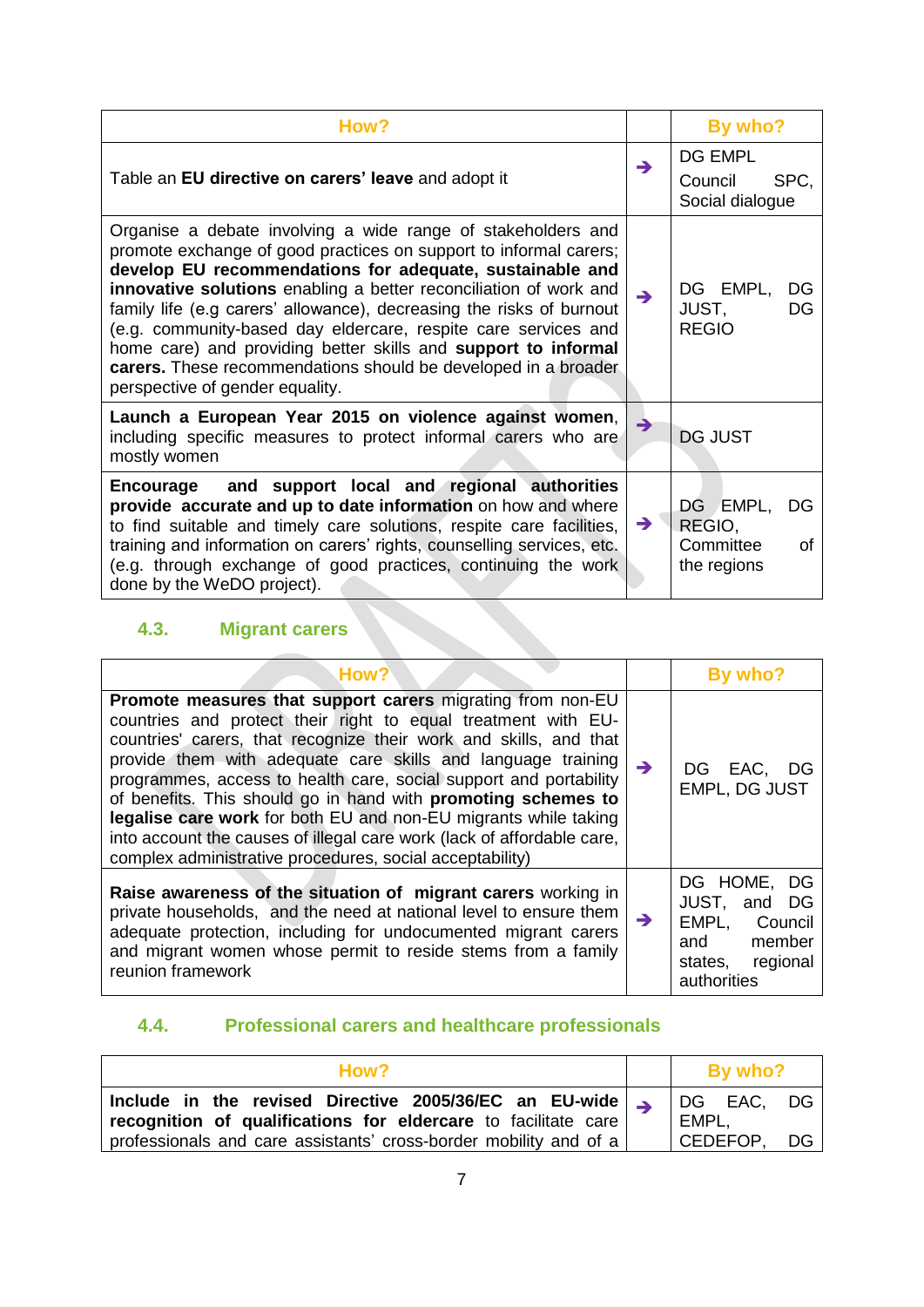| How? | | By who? |
|---|---|---|
| Table an **EU directive on carers' leave** and adopt it | ➔ | DG EMPL<br>Council SPC, Social dialogue |
| Organise a debate involving a wide range of stakeholders and promote exchange of good practices on support to informal carers; **develop EU recommendations for adequate, sustainable and innovative solutions** enabling a better reconciliation of work and family life (e.g carers' allowance), decreasing the risks of burnout (e.g. community-based day eldercare, respite care services and home care) and providing better skills and **support to informal carers.** These recommendations should be developed in a broader perspective of gender equality. | ➔ | DG EMPL, DG JUST, DG REGIO |
| **Launch a European Year 2015 on violence against women**, including specific measures to protect informal carers who are mostly women | ➔ | DG JUST |
| **Encourage and support local and regional authorities provide accurate and up to date information** on how and where to find suitable and timely care solutions, respite care facilities, training and information on carers' rights, counselling services, etc. (e.g. through exchange of good practices, continuing the work done by the WeDO project). | ➔ | DG EMPL, DG REGIO, Committee of the regions |

## 4.3. Migrant carers

| How? | | By who? |
|---|---|---|
| **Promote measures that support carers** migrating from non-EU countries and protect their right to equal treatment with EU-countries' carers, that recognize their work and skills, and that provide them with adequate care skills and language training programmes, access to health care, social support and portability of benefits. This should go in hand with **promoting schemes to legalise care work** for both EU and non-EU migrants while taking into account the causes of illegal care work (lack of affordable care, complex administrative procedures, social acceptability) | ➔ | DG EAC, DG EMPL, DG JUST |
| **Raise awareness of the situation of migrant carers** working in private households, and the need at national level to ensure them adequate protection, including for undocumented migrant carers and migrant women whose permit to reside stems from a family reunion framework | ➔ | DG HOME, DG JUST, and DG EMPL, Council and member states, regional authorities |

## 4.4. Professional carers and healthcare professionals

| How? | | By who? |
|---|---|---|
| **Include in the revised Directive 2005/36/EC an EU-wide recognition of qualifications for eldercare** to facilitate care professionals and care assistants' cross-border mobility and of a | ➔ | DG EAC, DG EMPL, CEDEFOP, DG |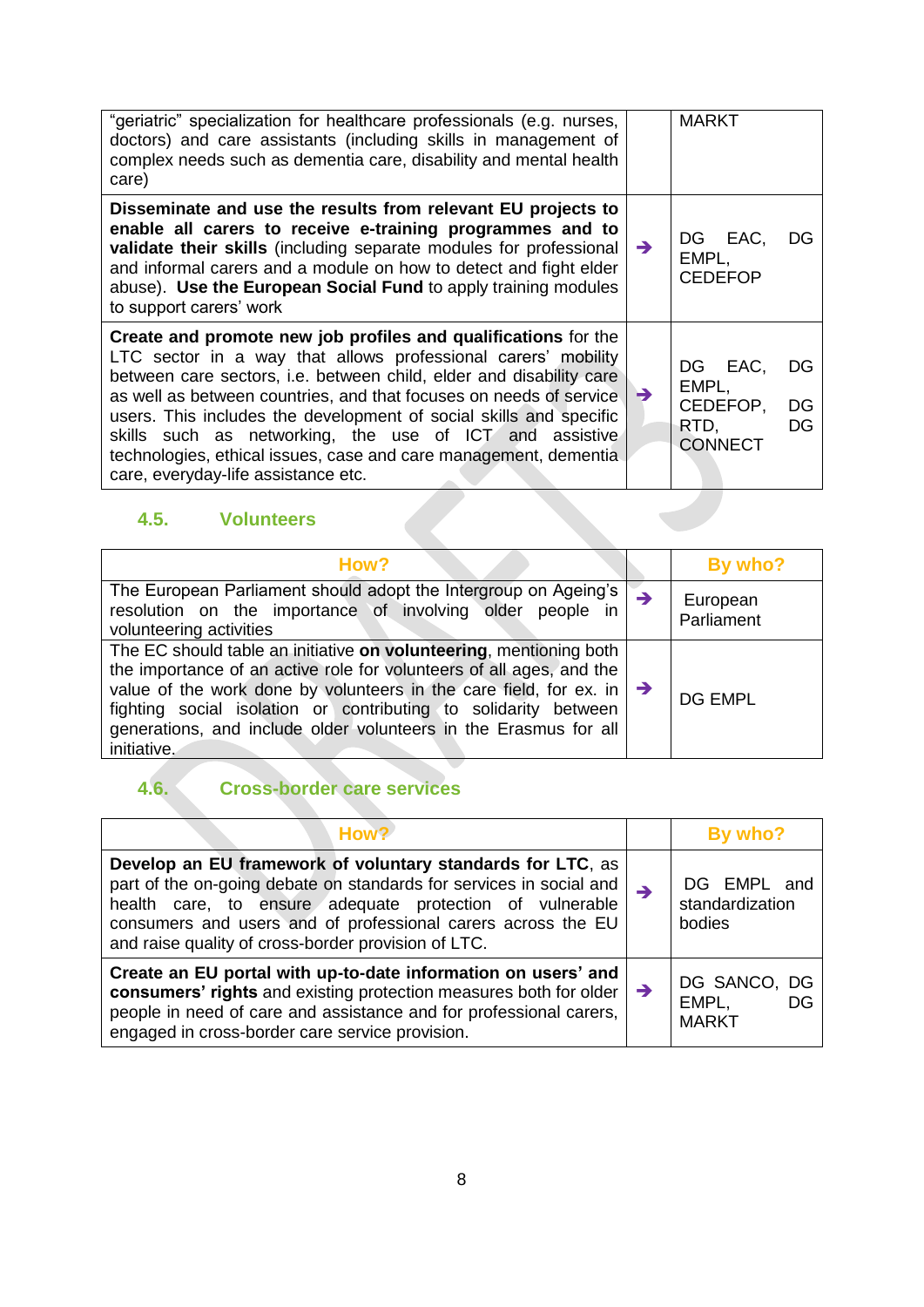| | | |
|---|---|---|
| "geriatric" specialization for healthcare professionals (e.g. nurses, doctors) and care assistants (including skills in management of complex needs such as dementia care, disability and mental health care) | | MARKT |
| **Disseminate and use the results from relevant EU projects to enable all carers to receive e-training programmes and to validate their skills** (including separate modules for professional and informal carers and a module on how to detect and fight elder abuse). **Use the European Social Fund** to apply training modules to support carers' work | ➔ | DG EAC, DG EMPL, CEDEFOP |
| **Create and promote new job profiles and qualifications** for the LTC sector in a way that allows professional carers' mobility between care sectors, i.e. between child, elder and disability care as well as between countries, and that focuses on needs of service users. This includes the development of social skills and specific skills such as networking, the use of ICT and assistive technologies, ethical issues, case and care management, dementia care, everyday-life assistance etc. | ➔ | DG EAC, DG EMPL, CEDEFOP, DG RTD, DG CONNECT |

### 4.5. Volunteers

| How? | | By who? |
|---|---|---|
| The European Parliament should adopt the Intergroup on Ageing's resolution on the importance of involving older people in volunteering activities | ➔ | European Parliament |
| The EC should table an initiative **on volunteering**, mentioning both the importance of an active role for volunteers of all ages, and the value of the work done by volunteers in the care field, for ex. in fighting social isolation or contributing to solidarity between generations, and include older volunteers in the Erasmus for all initiative. | ➔ | DG EMPL |

### 4.6. Cross-border care services

| How? | | By who? |
|---|---|---|
| **Develop an EU framework of voluntary standards for LTC**, as part of the on-going debate on standards for services in social and health care, to ensure adequate protection of vulnerable consumers and users and of professional carers across the EU and raise quality of cross-border provision of LTC. | ➔ | DG EMPL and standardization bodies |
| **Create an EU portal with up-to-date information on users' and consumers' rights** and existing protection measures both for older people in need of care and assistance and for professional carers, engaged in cross-border care service provision. | ➔ | DG SANCO, DG EMPL, DG MARKT |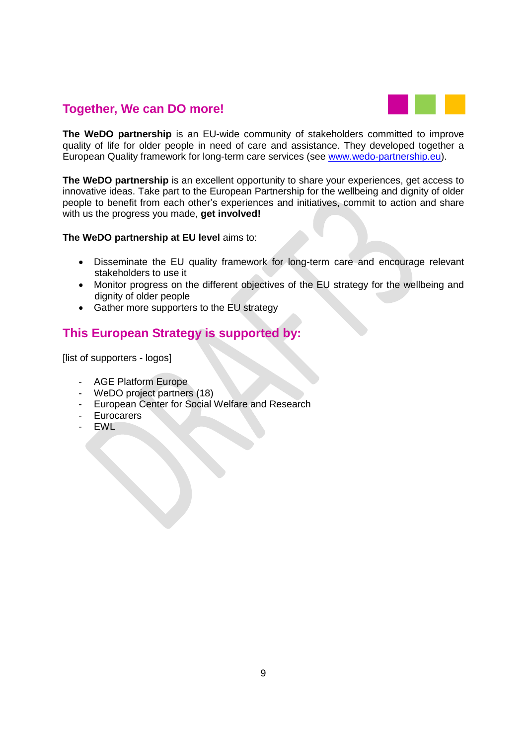## Together, We can DO more!

**The WeDO partnership** is an EU-wide community of stakeholders committed to improve quality of life for older people in need of care and assistance. They developed together a European Quality framework for long-term care services (see www.wedo-partnership.eu).

**The WeDO partnership** is an excellent opportunity to share your experiences, get access to innovative ideas. Take part to the European Partnership for the wellbeing and dignity of older people to benefit from each other's experiences and initiatives, commit to action and share with us the progress you made, **get involved!**

**The WeDO partnership at EU level** aims to:

- Disseminate the EU quality framework for long-term care and encourage relevant stakeholders to use it
- Monitor progress on the different objectives of the EU strategy for the wellbeing and dignity of older people
- Gather more supporters to the EU strategy

## This European Strategy is supported by:

[list of supporters - logos]

- AGE Platform Europe
- WeDO project partners (18)
- European Center for Social Welfare and Research
- Eurocarers
- EWL